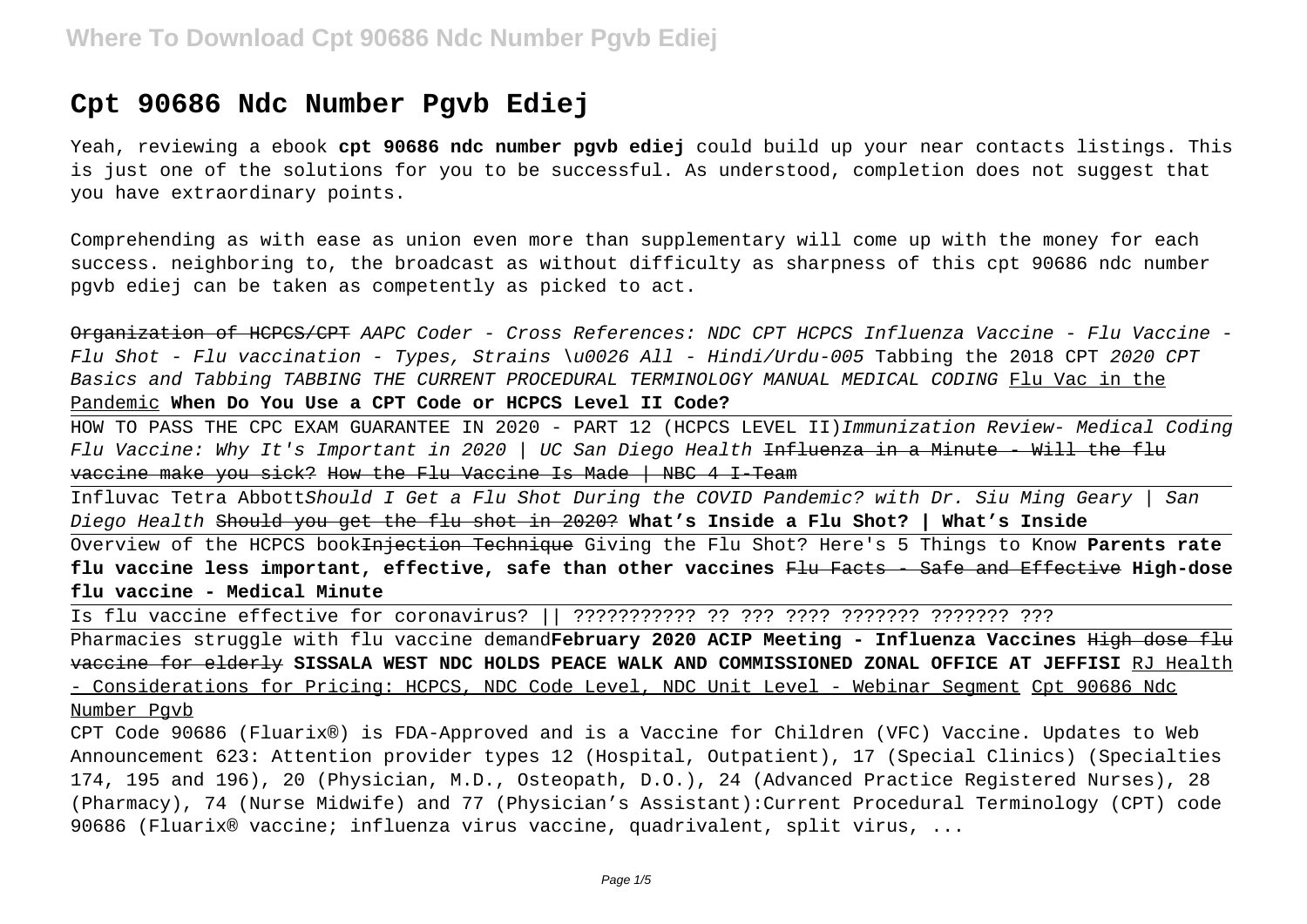# Cpt 90686 Ndc Number Pgvb Ediej

Yeah, reviewing a ebook **cpt 90686 ndc number pgvb ediej** could build up your near contacts listings. This is just one of the solutions for you to be successful. As understood, completion does not suggest that you have extraordinary points.

Comprehending as with ease as union even more than supplementary will come up with the money for each success. neighboring to, the broadcast as without difficulty as sharpness of this cpt 90686 ndc number pgvb ediej can be taken as competently as picked to act.

~~Organization of HCPCS/CPT~~ *AAPC Coder - Cross References: NDC CPT HCPCS Influenza Vaccine - Flu Vaccine - Flu Shot - Flu vaccination - Types, Strains \u0026 All - Hindi/Urdu-005* Tabbing the 2018 CPT *2020 CPT Basics and Tabbing TABBING THE CURRENT PROCEDURAL TERMINOLOGY MANUAL MEDICAL CODING* Flu Vac in the Pandemic **When Do You Use a CPT Code or HCPCS Level II Code?**

HOW TO PASS THE CPC EXAM GUARANTEE IN 2020 - PART 12 (HCPCS LEVEL II)*Immunization Review- Medical Coding Flu Vaccine: Why It's Important in 2020 | UC San Diego Health* ~~Influenza in a Minute - Will the flu vaccine make you sick?~~ ~~How the Flu Vaccine Is Made | NBC 4 I-Team~~

Influvac Tetra Abbott*Should I Get a Flu Shot During the COVID Pandemic? with Dr. Siu Ming Geary | San Diego Health* ~~Should you get the flu shot in 2020?~~ **What's Inside a Flu Shot? | What's Inside**

Overview of the HCPCS book~~Injection Technique~~ Giving the Flu Shot? Here's 5 Things to Know **Parents rate flu vaccine less important, effective, safe than other vaccines** ~~Flu Facts - Safe and Effective~~ **High-dose flu vaccine - Medical Minute**

Is flu vaccine effective for coronavirus? || ??????????? ?? ??? ???? ??????? ??????? ???

Pharmacies struggle with flu vaccine demand**February 2020 ACIP Meeting - Influenza Vaccines** ~~High dose flu vaccine for elderly~~ **SISSALA WEST NDC HOLDS PEACE WALK AND COMMISSIONED ZONAL OFFICE AT JEFFISI** RJ Health - Considerations for Pricing: HCPCS, NDC Code Level, NDC Unit Level - Webinar Segment Cpt 90686 Ndc Number Pgvb

CPT Code 90686 (Fluarix®) is FDA-Approved and is a Vaccine for Children (VFC) Vaccine. Updates to Web Announcement 623: Attention provider types 12 (Hospital, Outpatient), 17 (Special Clinics) (Specialties 174, 195 and 196), 20 (Physician, M.D., Osteopath, D.O.), 24 (Advanced Practice Registered Nurses), 28 (Pharmacy), 74 (Nurse Midwife) and 77 (Physician's Assistant):Current Procedural Terminology (CPT) code 90686 (Fluarix® vaccine; influenza virus vaccine, quadrivalent, split virus, ...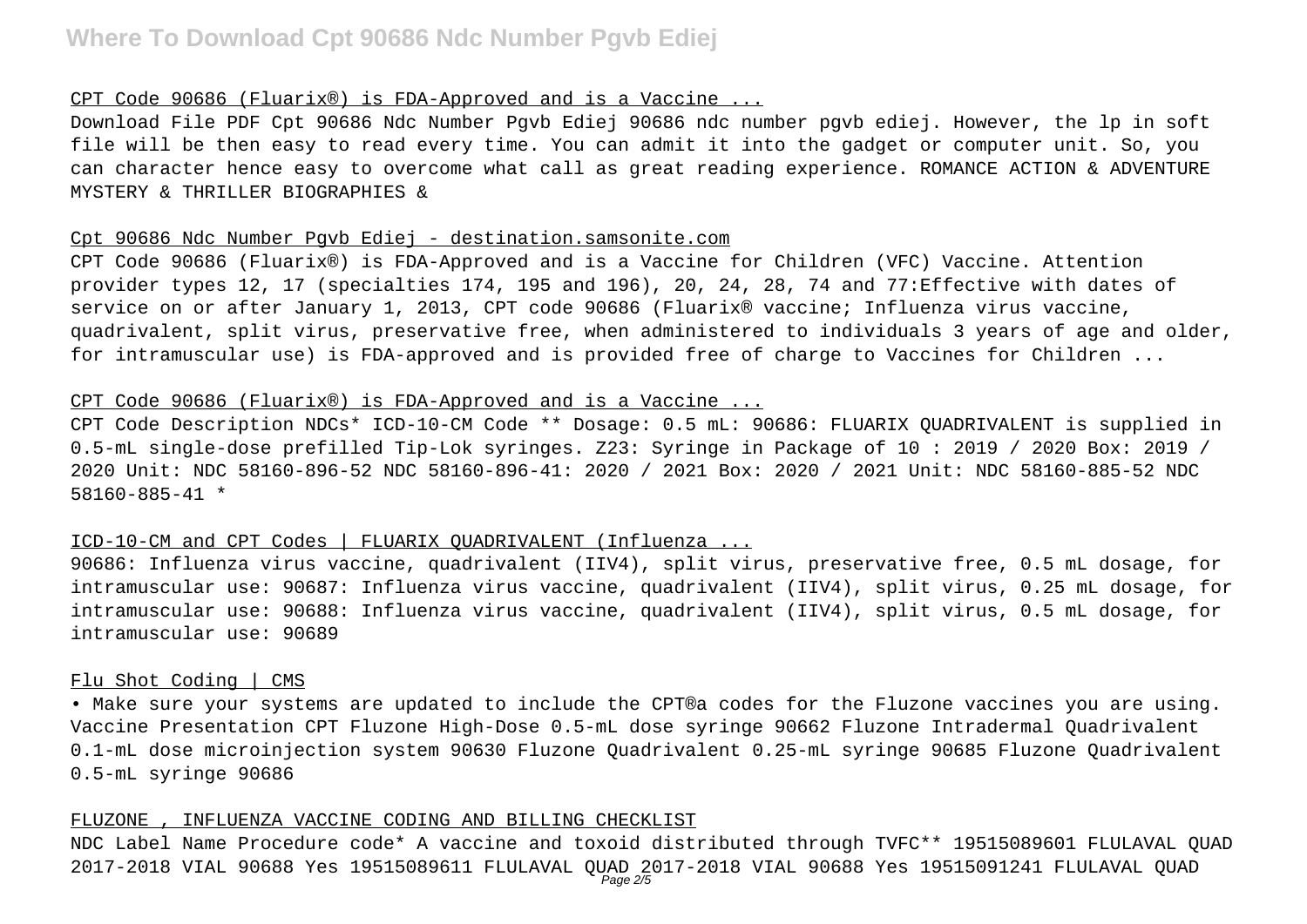CPT Code 90686 (Fluarix®) is FDA-Approved and is a Vaccine ...

Download File PDF Cpt 90686 Ndc Number Pgvb Ediej 90686 ndc number pgvb ediej. However, the lp in soft file will be then easy to read every time. You can admit it into the gadget or computer unit. So, you can character hence easy to overcome what call as great reading experience. ROMANCE ACTION & ADVENTURE MYSTERY & THRILLER BIOGRAPHIES &

Cpt 90686 Ndc Number Pgvb Ediej - destination.samsonite.com

CPT Code 90686 (Fluarix®) is FDA-Approved and is a Vaccine for Children (VFC) Vaccine. Attention provider types 12, 17 (specialties 174, 195 and 196), 20, 24, 28, 74 and 77:Effective with dates of service on or after January 1, 2013, CPT code 90686 (Fluarix® vaccine; Influenza virus vaccine, quadrivalent, split virus, preservative free, when administered to individuals 3 years of age and older, for intramuscular use) is FDA-approved and is provided free of charge to Vaccines for Children ...

CPT Code 90686 (Fluarix®) is FDA-Approved and is a Vaccine ...

CPT Code Description NDCs* ICD-10-CM Code ** Dosage: 0.5 mL: 90686: FLUARIX QUADRIVALENT is supplied in 0.5-mL single-dose prefilled Tip-Lok syringes. Z23: Syringe in Package of 10 : 2019 / 2020 Box: 2019 / 2020 Unit: NDC 58160-896-52 NDC 58160-896-41: 2020 / 2021 Box: 2020 / 2021 Unit: NDC 58160-885-52 NDC 58160-885-41 *

ICD-10-CM and CPT Codes | FLUARIX QUADRIVALENT (Influenza ...

90686: Influenza virus vaccine, quadrivalent (IIV4), split virus, preservative free, 0.5 mL dosage, for intramuscular use: 90687: Influenza virus vaccine, quadrivalent (IIV4), split virus, 0.25 mL dosage, for intramuscular use: 90688: Influenza virus vaccine, quadrivalent (IIV4), split virus, 0.5 mL dosage, for intramuscular use: 90689

Flu Shot Coding | CMS

• Make sure your systems are updated to include the CPT®a codes for the Fluzone vaccines you are using. Vaccine Presentation CPT Fluzone High-Dose 0.5-mL dose syringe 90662 Fluzone Intradermal Quadrivalent 0.1-mL dose microinjection system 90630 Fluzone Quadrivalent 0.25-mL syringe 90685 Fluzone Quadrivalent 0.5-mL syringe 90686

FLUZONE , INFLUENZA VACCINE CODING AND BILLING CHECKLIST

NDC Label Name Procedure code* A vaccine and toxoid distributed through TVFC** 19515089601 FLULAVAL QUAD 2017-2018 VIAL 90688 Yes 19515089611 FLULAVAL QUAD 2017-2018 VIAL 90688 Yes 19515091241 FLULAVAL QUAD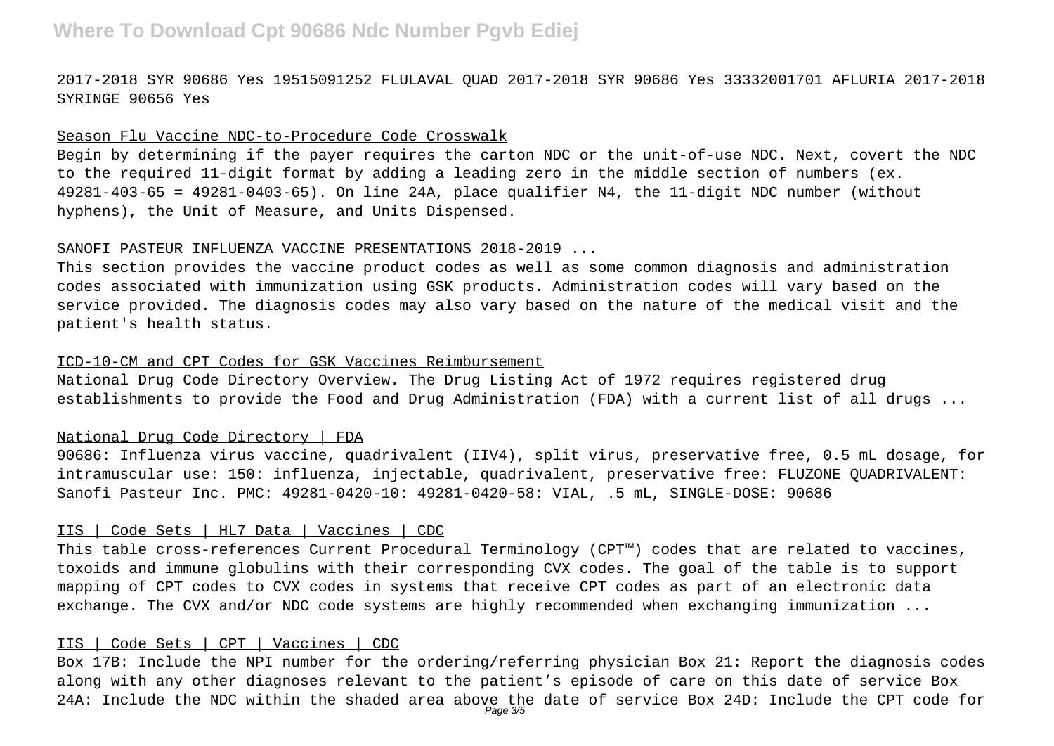2017-2018 SYR 90686 Yes 19515091252 FLULAVAL QUAD 2017-2018 SYR 90686 Yes 33332001701 AFLURIA 2017-2018 SYRINGE 90656 Yes

## Season Flu Vaccine NDC-to-Procedure Code Crosswalk

Begin by determining if the payer requires the carton NDC or the unit-of-use NDC. Next, covert the NDC to the required 11-digit format by adding a leading zero in the middle section of numbers (ex. 49281-403-65 = 49281-0403-65). On line 24A, place qualifier N4, the 11-digit NDC number (without hyphens), the Unit of Measure, and Units Dispensed.

## SANOFI PASTEUR INFLUENZA VACCINE PRESENTATIONS 2018-2019 ...

This section provides the vaccine product codes as well as some common diagnosis and administration codes associated with immunization using GSK products. Administration codes will vary based on the service provided. The diagnosis codes may also vary based on the nature of the medical visit and the patient's health status.

## ICD-10-CM and CPT Codes for GSK Vaccines Reimbursement

National Drug Code Directory Overview. The Drug Listing Act of 1972 requires registered drug establishments to provide the Food and Drug Administration (FDA) with a current list of all drugs ...

## National Drug Code Directory | FDA

90686: Influenza virus vaccine, quadrivalent (IIV4), split virus, preservative free, 0.5 mL dosage, for intramuscular use: 150: influenza, injectable, quadrivalent, preservative free: FLUZONE QUADRIVALENT: Sanofi Pasteur Inc. PMC: 49281-0420-10: 49281-0420-58: VIAL, .5 mL, SINGLE-DOSE: 90686

## IIS | Code Sets | HL7 Data | Vaccines | CDC

This table cross-references Current Procedural Terminology (CPT™) codes that are related to vaccines, toxoids and immune globulins with their corresponding CVX codes. The goal of the table is to support mapping of CPT codes to CVX codes in systems that receive CPT codes as part of an electronic data exchange. The CVX and/or NDC code systems are highly recommended when exchanging immunization ...

## IIS | Code Sets | CPT | Vaccines | CDC

Box 17B: Include the NPI number for the ordering/referring physician Box 21: Report the diagnosis codes along with any other diagnoses relevant to the patient's episode of care on this date of service Box 24A: Include the NDC within the shaded area above the date of service Box 24D: Include the CPT code for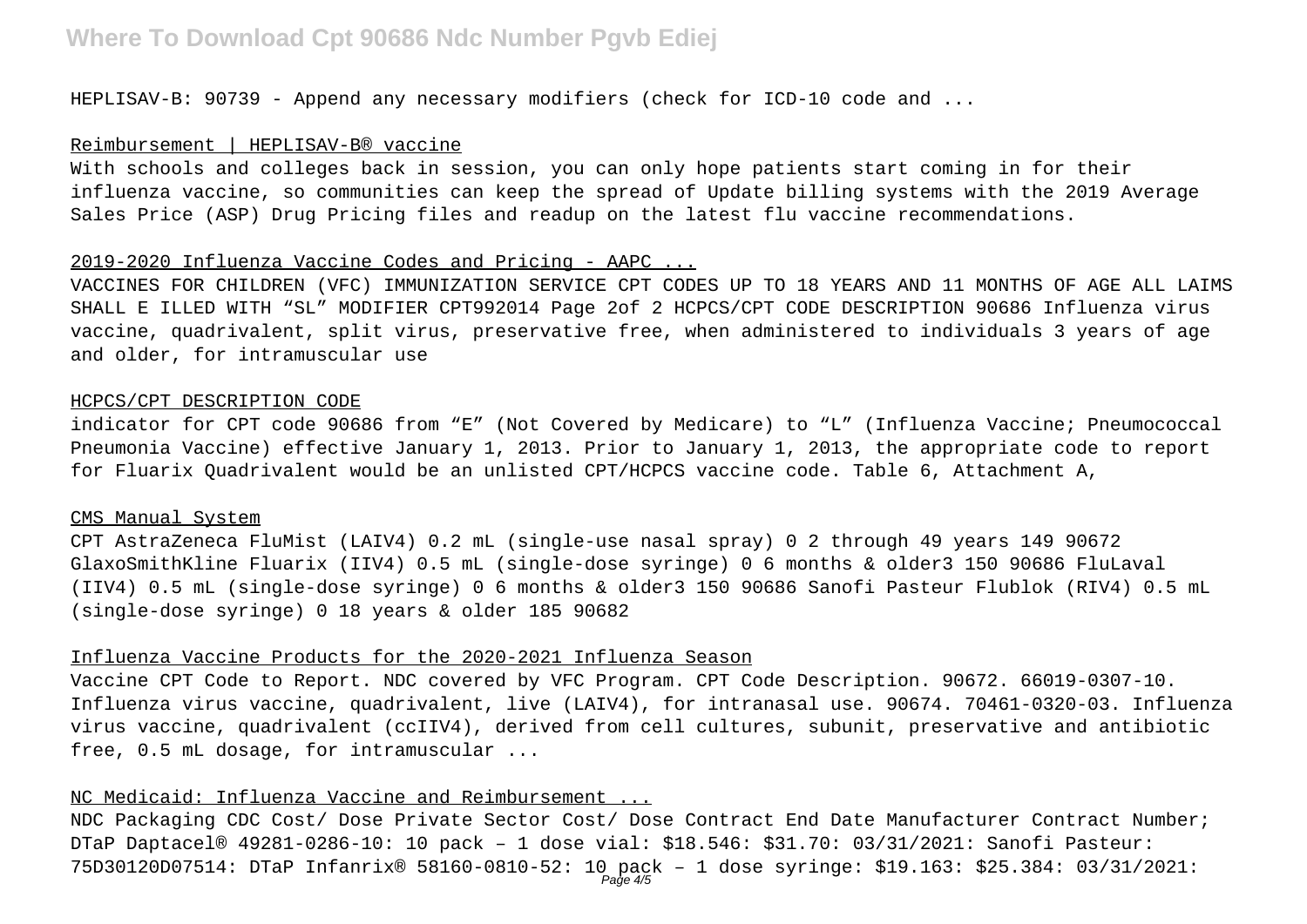HEPLISAV-B: 90739 - Append any necessary modifiers (check for ICD-10 code and ...

Reimbursement | HEPLISAV-B® vaccine

With schools and colleges back in session, you can only hope patients start coming in for their influenza vaccine, so communities can keep the spread of Update billing systems with the 2019 Average Sales Price (ASP) Drug Pricing files and readup on the latest flu vaccine recommendations.

2019-2020 Influenza Vaccine Codes and Pricing - AAPC ...

VACCINES FOR CHILDREN (VFC) IMMUNIZATION SERVICE CPT CODES UP TO 18 YEARS AND 11 MONTHS OF AGE ALL LAIMS SHALL E ILLED WITH "SL" MODIFIER CPT992014 Page 2of 2 HCPCS/CPT CODE DESCRIPTION 90686 Influenza virus vaccine, quadrivalent, split virus, preservative free, when administered to individuals 3 years of age and older, for intramuscular use

HCPCS/CPT DESCRIPTION CODE

indicator for CPT code 90686 from "E" (Not Covered by Medicare) to "L" (Influenza Vaccine; Pneumococcal Pneumonia Vaccine) effective January 1, 2013. Prior to January 1, 2013, the appropriate code to report for Fluarix Quadrivalent would be an unlisted CPT/HCPCS vaccine code. Table 6, Attachment A,

CMS Manual System

CPT AstraZeneca FluMist (LAIV4) 0.2 mL (single-use nasal spray) 0 2 through 49 years 149 90672 GlaxoSmithKline Fluarix (IIV4) 0.5 mL (single-dose syringe) 0 6 months & older3 150 90686 FluLaval (IIV4) 0.5 mL (single-dose syringe) 0 6 months & older3 150 90686 Sanofi Pasteur Flublok (RIV4) 0.5 mL (single-dose syringe) 0 18 years & older 185 90682

Influenza Vaccine Products for the 2020-2021 Influenza Season

Vaccine CPT Code to Report. NDC covered by VFC Program. CPT Code Description. 90672. 66019-0307-10. Influenza virus vaccine, quadrivalent, live (LAIV4), for intranasal use. 90674. 70461-0320-03. Influenza virus vaccine, quadrivalent (ccIIV4), derived from cell cultures, subunit, preservative and antibiotic free, 0.5 mL dosage, for intramuscular ...

NC Medicaid: Influenza Vaccine and Reimbursement ...

NDC Packaging CDC Cost/ Dose Private Sector Cost/ Dose Contract End Date Manufacturer Contract Number; DTaP Daptacel® 49281-0286-10: 10 pack – 1 dose vial: $18.546: $31.70: 03/31/2021: Sanofi Pasteur: 75D30120D07514: DTaP Infanrix® 58160-0810-52: 10 pack – 1 dose syringe: $19.163: $25.384: 03/31/2021: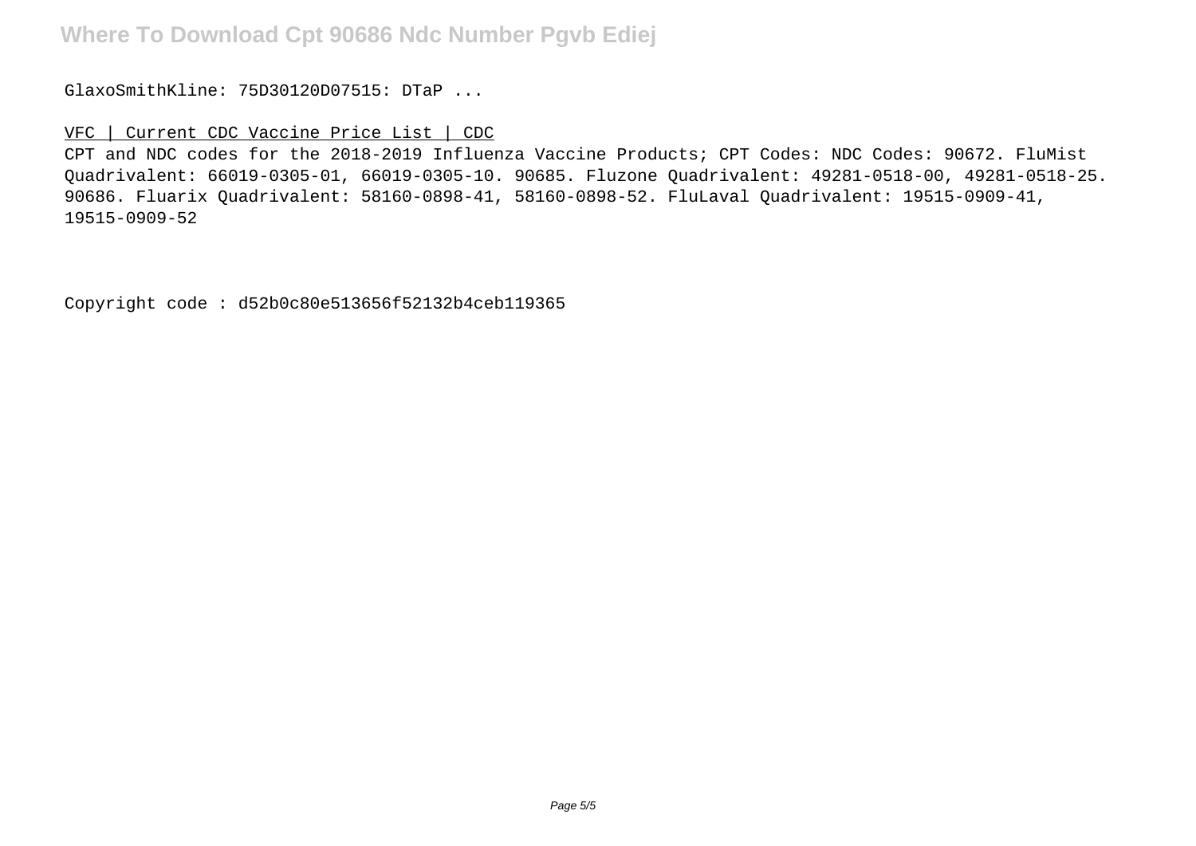GlaxoSmithKline: 75D30120D07515: DTaP ...

VFC | Current CDC Vaccine Price List | CDC

CPT and NDC codes for the 2018-2019 Influenza Vaccine Products; CPT Codes: NDC Codes: 90672. FluMist Quadrivalent: 66019-0305-01, 66019-0305-10. 90685. Fluzone Quadrivalent: 49281-0518-00, 49281-0518-25. 90686. Fluarix Quadrivalent: 58160-0898-41, 58160-0898-52. FluLaval Quadrivalent: 19515-0909-41, 19515-0909-52

Copyright code : d52b0c80e513656f52132b4ceb119365